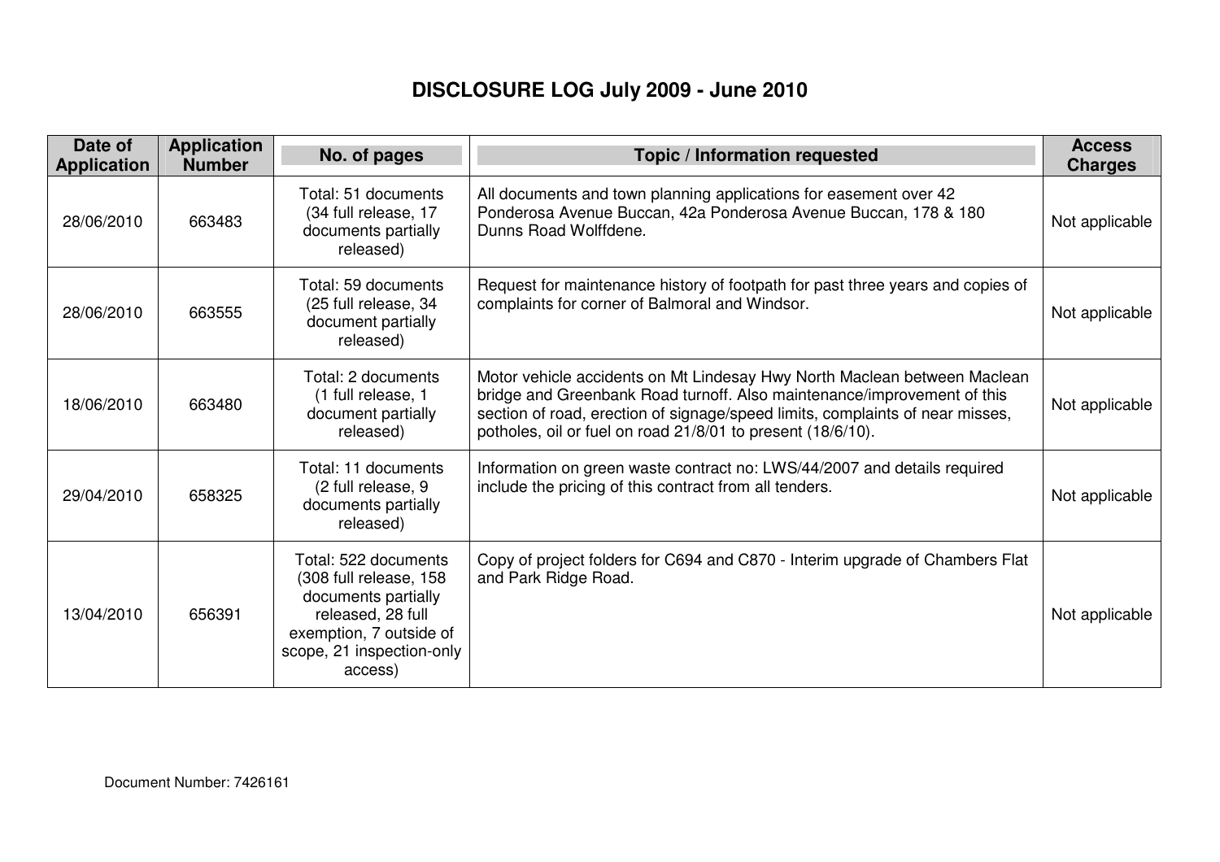# DISCLOSURE LOG July 2009 - June 2010

| Date of Application | Application Number | No. of pages | Topic / Information requested | Access Charges |
|---|---|---|---|---|
| 28/06/2010 | 663483 | Total: 51 documents (34 full release, 17 documents partially released) | All documents and town planning applications for easement over 42 Ponderosa Avenue Buccan, 42a Ponderosa Avenue Buccan, 178 & 180 Dunns Road Wolffdene. | Not applicable |
| 28/06/2010 | 663555 | Total: 59 documents (25 full release, 34 document partially released) | Request for maintenance history of footpath for past three years and copies of complaints for corner of Balmoral and Windsor. | Not applicable |
| 18/06/2010 | 663480 | Total: 2 documents (1 full release, 1 document partially released) | Motor vehicle accidents on Mt Lindesay Hwy North Maclean between Maclean bridge and Greenbank Road turnoff. Also maintenance/improvement of this section of road, erection of signage/speed limits, complaints of near misses, potholes, oil or fuel on road 21/8/01 to present (18/6/10). | Not applicable |
| 29/04/2010 | 658325 | Total: 11 documents (2 full release, 9 documents partially released) | Information on green waste contract no: LWS/44/2007 and details required include the pricing of this contract from all tenders. | Not applicable |
| 13/04/2010 | 656391 | Total: 522 documents (308 full release, 158 documents partially released, 28 full exemption, 7 outside of scope, 21 inspection-only access) | Copy of project folders for C694 and C870 - Interim upgrade of Chambers Flat and Park Ridge Road. | Not applicable |

Document Number: 7426161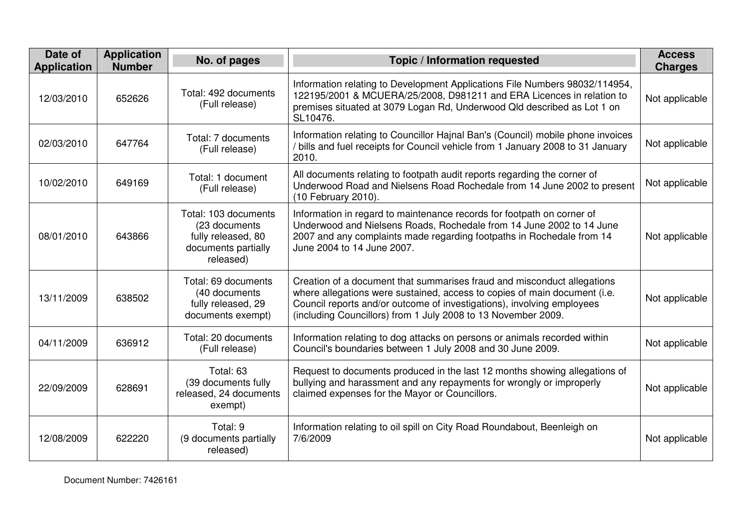| Date of Application | Application Number | No. of pages | Topic / Information requested | Access Charges |
|---|---|---|---|---|
| 12/03/2010 | 652626 | Total: 492 documents (Full release) | Information relating to Development Applications File Numbers 98032/114954, 122195/2001 & MCUERA/25/2008, D981211 and ERA Licences in relation to premises situated at 3079 Logan Rd, Underwood Qld described as Lot 1 on SL10476. | Not applicable |
| 02/03/2010 | 647764 | Total: 7 documents (Full release) | Information relating to Councillor Hajnal Ban's (Council) mobile phone invoices / bills and fuel receipts for Council vehicle from 1 January 2008 to 31 January 2010. | Not applicable |
| 10/02/2010 | 649169 | Total: 1 document (Full release) | All documents relating to footpath audit reports regarding the corner of Underwood Road and Nielsens Road Rochedale from 14 June 2002 to present (10 February 2010). | Not applicable |
| 08/01/2010 | 643866 | Total: 103 documents (23 documents fully released, 80 documents partially released) | Information in regard to maintenance records for footpath on corner of Underwood and Nielsens Roads, Rochedale from 14 June 2002 to 14 June 2007 and any complaints made regarding footpaths in Rochedale from 14 June 2004 to 14 June 2007. | Not applicable |
| 13/11/2009 | 638502 | Total: 69 documents (40 documents fully released, 29 documents exempt) | Creation of a document that summarises fraud and misconduct allegations where allegations were sustained, access to copies of main document (i.e. Council reports and/or outcome of investigations), involving employees (including Councillors) from 1 July 2008 to 13 November 2009. | Not applicable |
| 04/11/2009 | 636912 | Total: 20 documents (Full release) | Information relating to dog attacks on persons or animals recorded within Council's boundaries between 1 July 2008 and 30 June 2009. | Not applicable |
| 22/09/2009 | 628691 | Total: 63 (39 documents fully released, 24 documents exempt) | Request to documents produced in the last 12 months showing allegations of bullying and harassment and any repayments for wrongly or improperly claimed expenses for the Mayor or Councillors. | Not applicable |
| 12/08/2009 | 622220 | Total: 9 (9 documents partially released) | Information relating to oil spill on City Road Roundabout, Beenleigh on 7/6/2009 | Not applicable |

Document Number: 7426161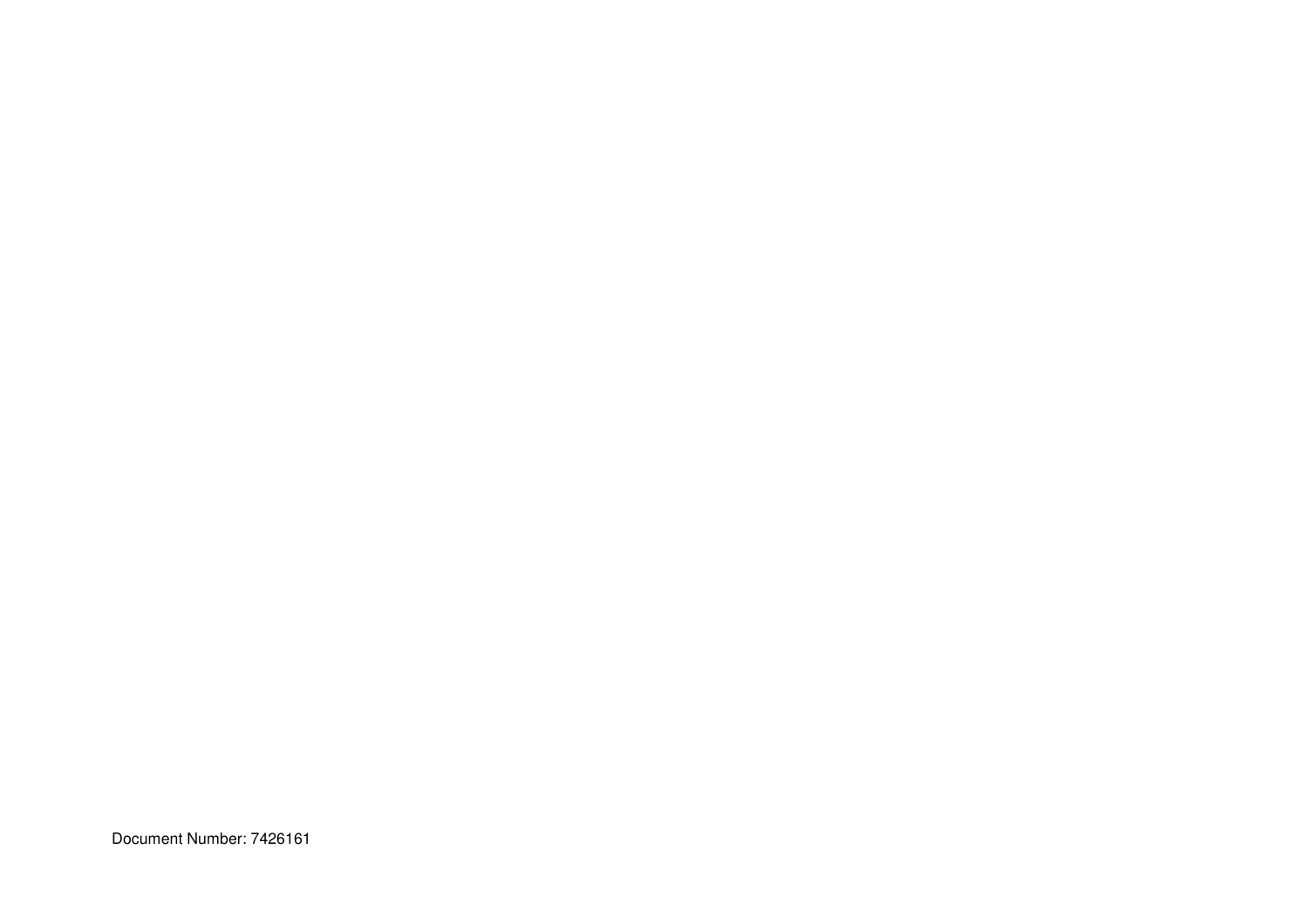Document Number: 7426161